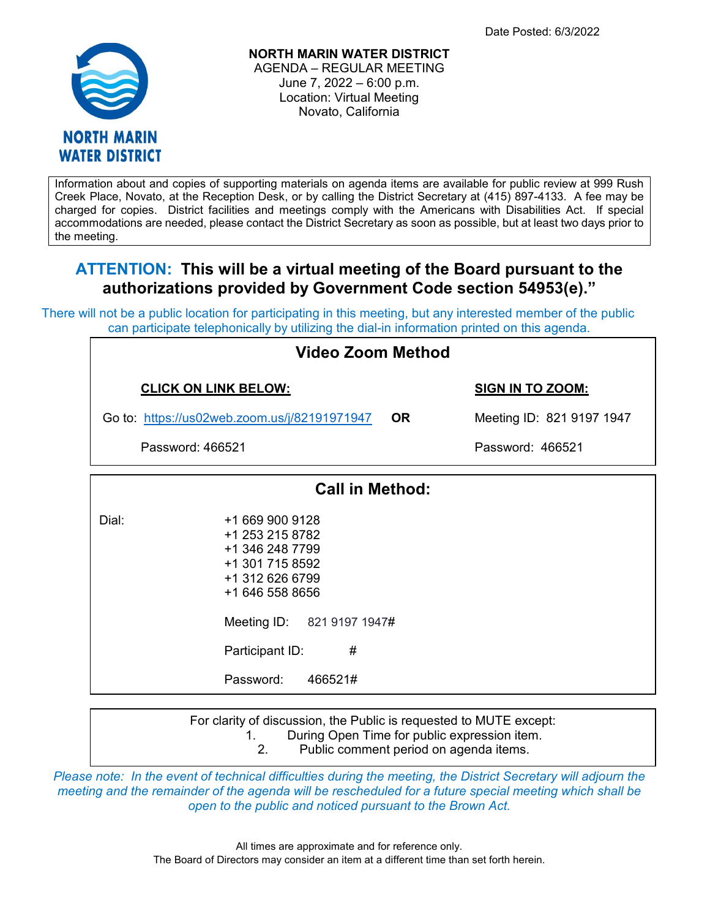Date Posted: 6/3/2022

**NORTH MARIN WATER DISTRICT**
AGENDA – REGULAR MEETING
June 7, 2022 – 6:00 p.m.
Location: Virtual Meeting
Novato, California

NORTH MARIN WATER DISTRICT

Information about and copies of supporting materials on agenda items are available for public review at 999 Rush Creek Place, Novato, at the Reception Desk, or by calling the District Secretary at (415) 897-4133. A fee may be charged for copies. District facilities and meetings comply with the Americans with Disabilities Act. If special accommodations are needed, please contact the District Secretary as soon as possible, but at least two days prior to the meeting.

## ATTENTION: This will be a virtual meeting of the Board pursuant to the authorizations provided by Government Code section 54953(e)."

There will not be a public location for participating in this meeting, but any interested member of the public can participate telephonically by utilizing the dial-in information printed on this agenda.

### Video Zoom Method

| CLICK ON LINK BELOW: | | SIGN IN TO ZOOM: |
|---|---|---|
| Go to: https://us02web.zoom.us/j/82191971947 | **OR** | Meeting ID: 821 9197 1947 |
| Password: 466521 | | Password: 466521 |

### Call in Method:

Dial:
+1 669 900 9128
+1 253 215 8782
+1 346 248 7799
+1 301 715 8592
+1 312 626 6799
+1 646 558 8656

Meeting ID: 821 9197 1947#

Participant ID: #

Password: 466521#

For clarity of discussion, the Public is requested to MUTE except:
1. During Open Time for public expression item.
2. Public comment period on agenda items.

*Please note: In the event of technical difficulties during the meeting, the District Secretary will adjourn the meeting and the remainder of the agenda will be rescheduled for a future special meeting which shall be open to the public and noticed pursuant to the Brown Act.*

All times are approximate and for reference only.
The Board of Directors may consider an item at a different time than set forth herein.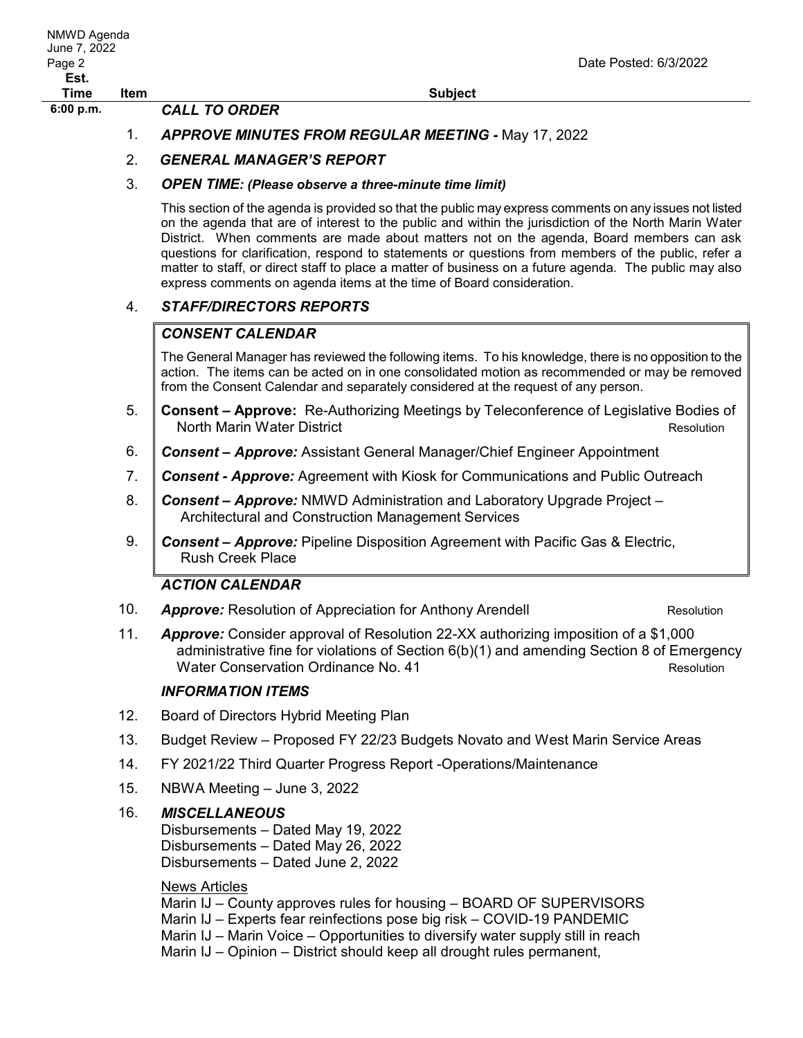Date Posted: 6/3/2022

| Est. Time | Item | Subject |
|---|---|---|
| 6:00 p.m. | | ***CALL TO ORDER*** |
| | 1. | ***APPROVE MINUTES FROM REGULAR MEETING -*** May 17, 2022 |
| | 2. | ***GENERAL MANAGER'S REPORT*** |
| | 3. | ***OPEN TIME: (Please observe a three-minute time limit)*** |

This section of the agenda is provided so that the public may express comments on any issues not listed on the agenda that are of interest to the public and within the jurisdiction of the North Marin Water District. When comments are made about matters not on the agenda, Board members can ask questions for clarification, respond to statements or questions from members of the public, refer a matter to staff, or direct staff to place a matter of business on a future agenda. The public may also express comments on agenda items at the time of Board consideration.

4. ***STAFF/DIRECTORS REPORTS***

***CONSENT CALENDAR***

The General Manager has reviewed the following items. To his knowledge, there is no opposition to the action. The items can be acted on in one consolidated motion as recommended or may be removed from the Consent Calendar and separately considered at the request of any person.

5. **Consent – Approve:** Re-Authorizing Meetings by Teleconference of Legislative Bodies of North Marin Water District — Resolution
6. ***Consent – Approve:*** Assistant General Manager/Chief Engineer Appointment
7. ***Consent - Approve:*** Agreement with Kiosk for Communications and Public Outreach
8. ***Consent – Approve:*** NMWD Administration and Laboratory Upgrade Project – Architectural and Construction Management Services
9. ***Consent – Approve:*** Pipeline Disposition Agreement with Pacific Gas & Electric, Rush Creek Place

***ACTION CALENDAR***

10. ***Approve:*** Resolution of Appreciation for Anthony Arendell — Resolution
11. ***Approve:*** Consider approval of Resolution 22-XX authorizing imposition of a $1,000 administrative fine for violations of Section 6(b)(1) and amending Section 8 of Emergency Water Conservation Ordinance No. 41 — Resolution

***INFORMATION ITEMS***

12. Board of Directors Hybrid Meeting Plan
13. Budget Review – Proposed FY 22/23 Budgets Novato and West Marin Service Areas
14. FY 2021/22 Third Quarter Progress Report -Operations/Maintenance
15. NBWA Meeting – June 3, 2022
16. ***MISCELLANEOUS***

Disbursements – Dated May 19, 2022
Disbursements – Dated May 26, 2022
Disbursements – Dated June 2, 2022

News Articles

Marin IJ – County approves rules for housing – BOARD OF SUPERVISORS
Marin IJ – Experts fear reinfections pose big risk – COVID-19 PANDEMIC
Marin IJ – Marin Voice – Opportunities to diversify water supply still in reach
Marin IJ – Opinion – District should keep all drought rules permanent,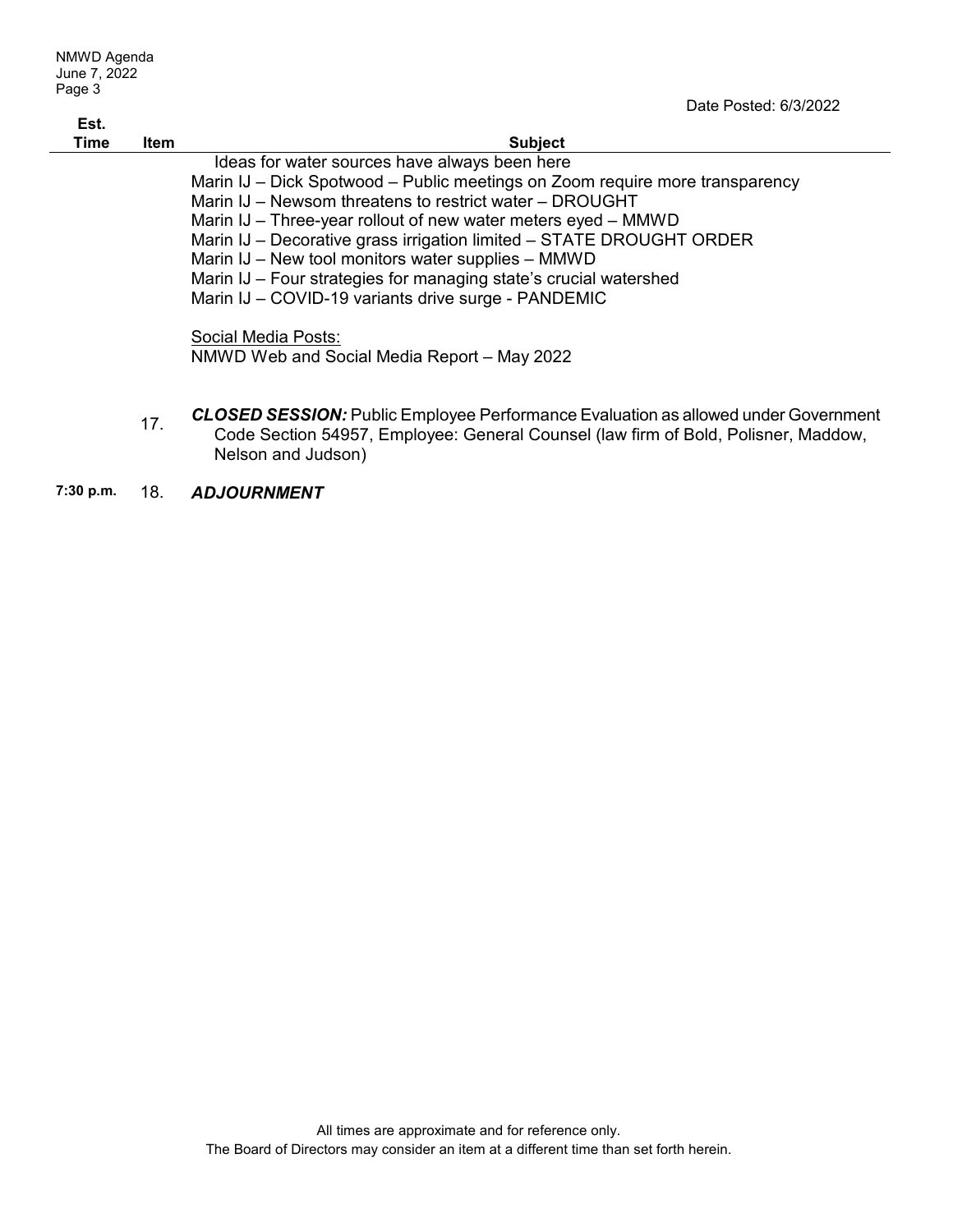Date Posted: 6/3/2022

| Est. Time | Item | Subject |
|---|---|---|
| | | Ideas for water sources have always been here |
| | | Marin IJ – Dick Spotwood – Public meetings on Zoom require more transparency |
| | | Marin IJ – Newsom threatens to restrict water – DROUGHT |
| | | Marin IJ – Three-year rollout of new water meters eyed – MMWD |
| | | Marin IJ – Decorative grass irrigation limited – STATE DROUGHT ORDER |
| | | Marin IJ – New tool monitors water supplies – MMWD |
| | | Marin IJ – Four strategies for managing state's crucial watershed |
| | | Marin IJ – COVID-19 variants drive surge - PANDEMIC |
| | | Social Media Posts: |
| | | NMWD Web and Social Media Report – May 2022 |
| | 17. | ***CLOSED SESSION:*** Public Employee Performance Evaluation as allowed under Government Code Section 54957, Employee: General Counsel (law firm of Bold, Polisner, Maddow, Nelson and Judson) |
| 7:30 p.m. | 18. | ***ADJOURNMENT*** |

All times are approximate and for reference only.
The Board of Directors may consider an item at a different time than set forth herein.